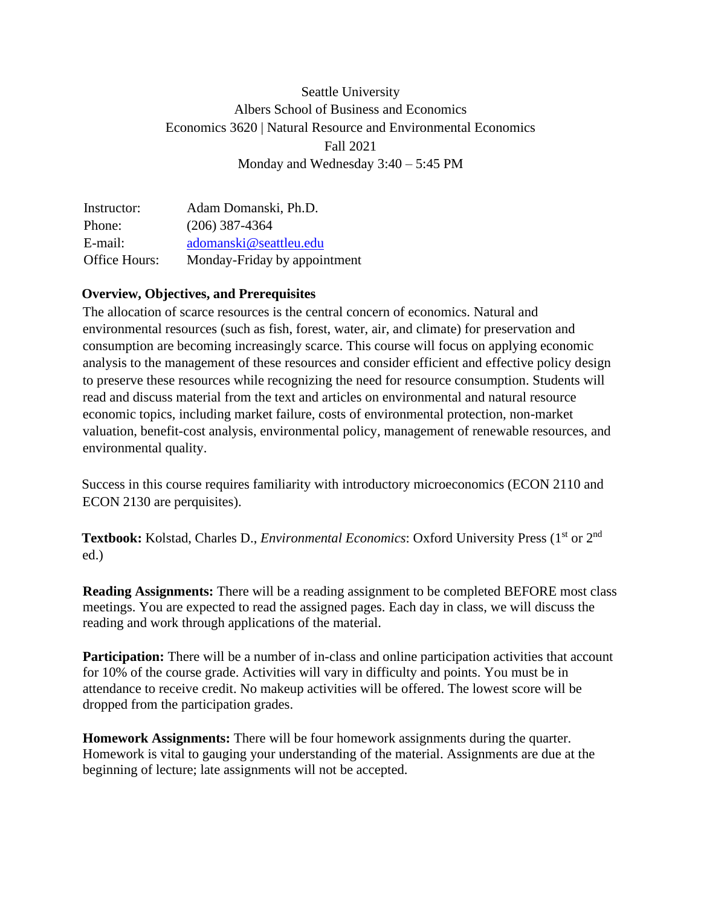Seattle University
Albers School of Business and Economics
Economics 3620 | Natural Resource and Environmental Economics
Fall 2021
Monday and Wednesday 3:40 – 5:45 PM

| | |
|---|---|
| Instructor: | Adam Domanski, Ph.D. |
| Phone: | (206) 387-4364 |
| E-mail: | adomanski@seattleu.edu |
| Office Hours: | Monday-Friday by appointment |

**Overview, Objectives, and Prerequisites**

The allocation of scarce resources is the central concern of economics. Natural and environmental resources (such as fish, forest, water, air, and climate) for preservation and consumption are becoming increasingly scarce. This course will focus on applying economic analysis to the management of these resources and consider efficient and effective policy design to preserve these resources while recognizing the need for resource consumption. Students will read and discuss material from the text and articles on environmental and natural resource economic topics, including market failure, costs of environmental protection, non-market valuation, benefit-cost analysis, environmental policy, management of renewable resources, and environmental quality.

Success in this course requires familiarity with introductory microeconomics (ECON 2110 and ECON 2130 are perquisites).

**Textbook:** Kolstad, Charles D., *Environmental Economics*: Oxford University Press (1st or 2nd ed.)

**Reading Assignments:** There will be a reading assignment to be completed BEFORE most class meetings. You are expected to read the assigned pages. Each day in class, we will discuss the reading and work through applications of the material.

**Participation:** There will be a number of in-class and online participation activities that account for 10% of the course grade. Activities will vary in difficulty and points. You must be in attendance to receive credit. No makeup activities will be offered. The lowest score will be dropped from the participation grades.

**Homework Assignments:** There will be four homework assignments during the quarter. Homework is vital to gauging your understanding of the material. Assignments are due at the beginning of lecture; late assignments will not be accepted.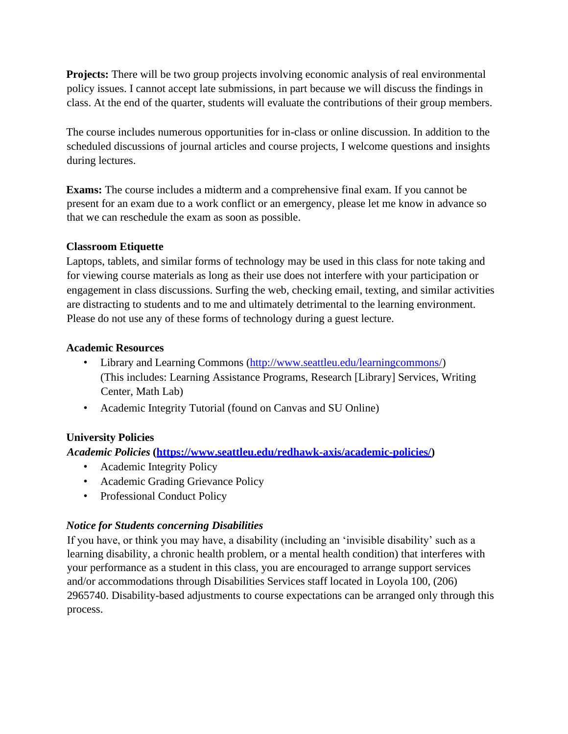**Projects:** There will be two group projects involving economic analysis of real environmental policy issues. I cannot accept late submissions, in part because we will discuss the findings in class. At the end of the quarter, students will evaluate the contributions of their group members.

The course includes numerous opportunities for in-class or online discussion. In addition to the scheduled discussions of journal articles and course projects, I welcome questions and insights during lectures.

**Exams:** The course includes a midterm and a comprehensive final exam. If you cannot be present for an exam due to a work conflict or an emergency, please let me know in advance so that we can reschedule the exam as soon as possible.

### Classroom Etiquette

Laptops, tablets, and similar forms of technology may be used in this class for note taking and for viewing course materials as long as their use does not interfere with your participation or engagement in class discussions. Surfing the web, checking email, texting, and similar activities are distracting to students and to me and ultimately detrimental to the learning environment. Please do not use any of these forms of technology during a guest lecture.

### Academic Resources

- Library and Learning Commons (http://www.seattleu.edu/learningcommons/) (This includes: Learning Assistance Programs, Research [Library] Services, Writing Center, Math Lab)
- Academic Integrity Tutorial (found on Canvas and SU Online)

### University Policies

***Academic Policies* (https://www.seattleu.edu/redhawk-axis/academic-policies/)**

- Academic Integrity Policy
- Academic Grading Grievance Policy
- Professional Conduct Policy

#### *Notice for Students concerning Disabilities*

If you have, or think you may have, a disability (including an 'invisible disability' such as a learning disability, a chronic health problem, or a mental health condition) that interferes with your performance as a student in this class, you are encouraged to arrange support services and/or accommodations through Disabilities Services staff located in Loyola 100, (206) 2965740. Disability-based adjustments to course expectations can be arranged only through this process.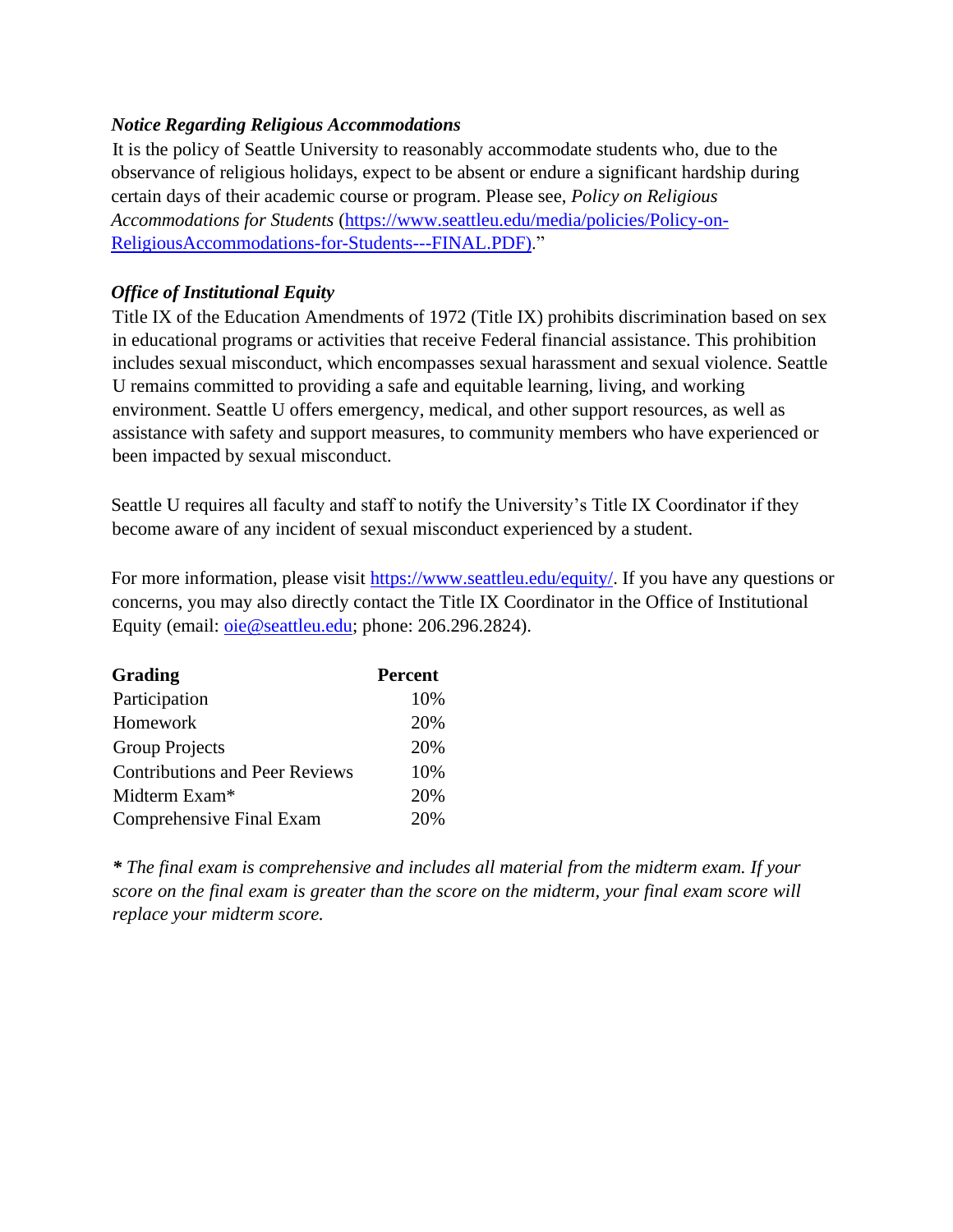### *Notice Regarding Religious Accommodations*

It is the policy of Seattle University to reasonably accommodate students who, due to the observance of religious holidays, expect to be absent or endure a significant hardship during certain days of their academic course or program. Please see, *Policy on Religious Accommodations for Students* ([https://www.seattleu.edu/media/policies/Policy-on-ReligiousAccommodations-for-Students---FINAL.PDF)](https://www.seattleu.edu/media/policies/Policy-on-ReligiousAccommodations-for-Students---FINAL.PDF).”

### *Office of Institutional Equity*

Title IX of the Education Amendments of 1972 (Title IX) prohibits discrimination based on sex in educational programs or activities that receive Federal financial assistance. This prohibition includes sexual misconduct, which encompasses sexual harassment and sexual violence. Seattle U remains committed to providing a safe and equitable learning, living, and working environment. Seattle U offers emergency, medical, and other support resources, as well as assistance with safety and support measures, to community members who have experienced or been impacted by sexual misconduct.

Seattle U requires all faculty and staff to notify the University’s Title IX Coordinator if they become aware of any incident of sexual misconduct experienced by a student.

For more information, please visit [https://www.seattleu.edu/equity/](https://www.seattleu.edu/equity/). If you have any questions or concerns, you may also directly contact the Title IX Coordinator in the Office of Institutional Equity (email: [oie@seattleu.edu](mailto:oie@seattleu.edu); phone: 206.296.2824).

| **Grading** | **Percent** |
|---|---|
| Participation | 10% |
| Homework | 20% |
| Group Projects | 20% |
| Contributions and Peer Reviews | 10% |
| Midterm Exam* | 20% |
| Comprehensive Final Exam | 20% |

***** *The final exam is comprehensive and includes all material from the midterm exam. If your score on the final exam is greater than the score on the midterm, your final exam score will replace your midterm score.*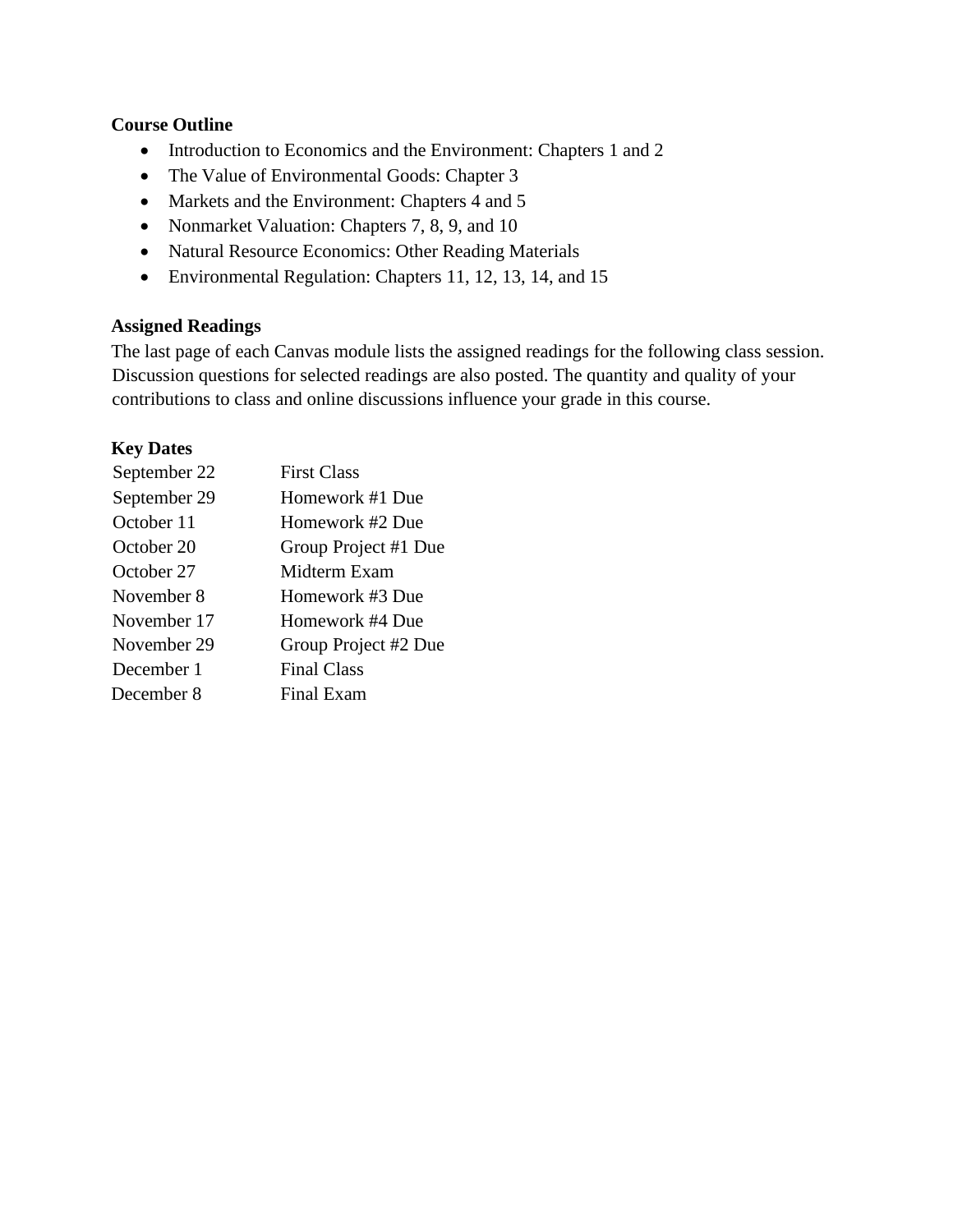**Course Outline**

- Introduction to Economics and the Environment: Chapters 1 and 2
- The Value of Environmental Goods: Chapter 3
- Markets and the Environment: Chapters 4 and 5
- Nonmarket Valuation: Chapters 7, 8, 9, and 10
- Natural Resource Economics: Other Reading Materials
- Environmental Regulation: Chapters 11, 12, 13, 14, and 15

**Assigned Readings**

The last page of each Canvas module lists the assigned readings for the following class session. Discussion questions for selected readings are also posted. The quantity and quality of your contributions to class and online discussions influence your grade in this course.

**Key Dates**

| | |
|---|---|
| September 22 | First Class |
| September 29 | Homework #1 Due |
| October 11 | Homework #2 Due |
| October 20 | Group Project #1 Due |
| October 27 | Midterm Exam |
| November 8 | Homework #3 Due |
| November 17 | Homework #4 Due |
| November 29 | Group Project #2 Due |
| December 1 | Final Class |
| December 8 | Final Exam |